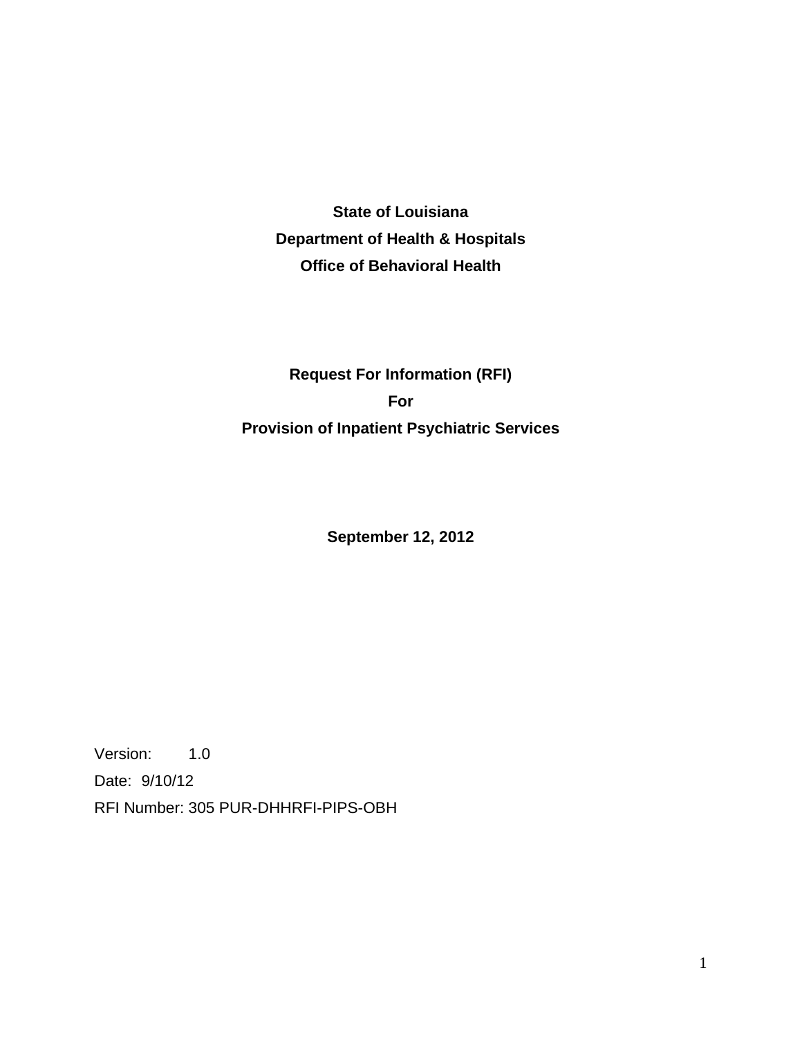**State of Louisiana**

**Department of Health & Hospitals**

**Office of Behavioral Health**

**Request For Information (RFI)**

**For**

**Provision of Inpatient Psychiatric Services**

**September 12, 2012**

Version: 1.0

Date: 9/10/12

RFI Number: 305 PUR-DHHRFI-PIPS-OBH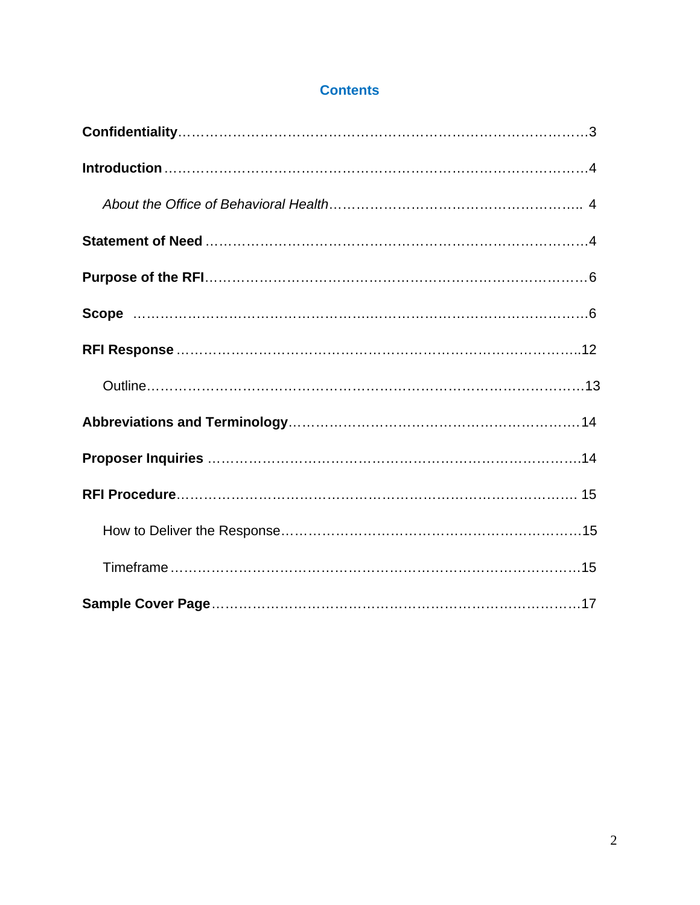## Contents

**Confidentiality** ........................................................................................3

**Introduction** ..............................................................................................4

*About the Office of Behavioral Health* .................................................... 4

**Statement of Need** ....................................................................................4

**Purpose of the RFI** ....................................................................................6

**Scope** .........................................................................................................6

**RFI Response** ...........................................................................................12

Outline..........................................................................................................13

**Abbreviations and Terminology** .............................................................14

**Proposer Inquiries** ...................................................................................14

**RFI Procedure** .......................................................................................... 15

How to Deliver the Response.......................................................................15

Timeframe .....................................................................................................15

**Sample Cover Page** ...................................................................................17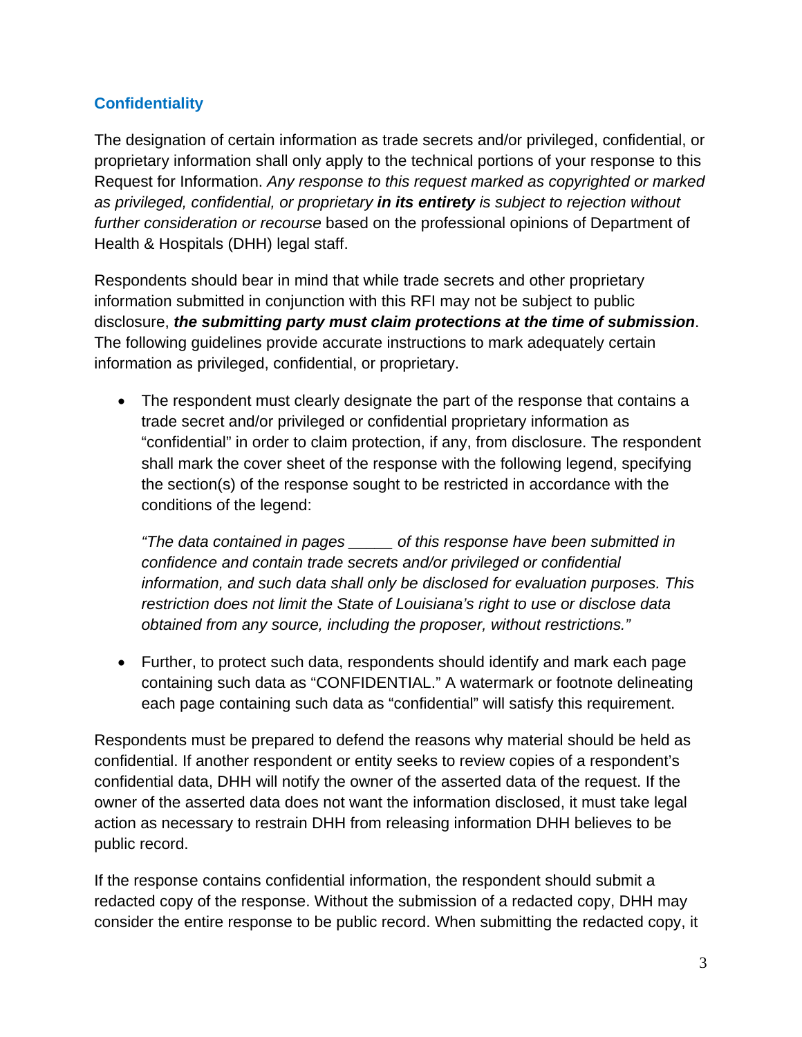## Confidentiality

The designation of certain information as trade secrets and/or privileged, confidential, or proprietary information shall only apply to the technical portions of your response to this Request for Information. *Any response to this request marked as copyrighted or marked as privileged, confidential, or proprietary* ***in its entirety*** *is subject to rejection without further consideration or recourse* based on the professional opinions of Department of Health & Hospitals (DHH) legal staff.

Respondents should bear in mind that while trade secrets and other proprietary information submitted in conjunction with this RFI may not be subject to public disclosure, ***the submitting party must claim protections at the time of submission***. The following guidelines provide accurate instructions to mark adequately certain information as privileged, confidential, or proprietary.

- The respondent must clearly designate the part of the response that contains a trade secret and/or privileged or confidential proprietary information as "confidential" in order to claim protection, if any, from disclosure. The respondent shall mark the cover sheet of the response with the following legend, specifying the section(s) of the response sought to be restricted in accordance with the conditions of the legend:

  *"The data contained in pages _____ of this response have been submitted in confidence and contain trade secrets and/or privileged or confidential information, and such data shall only be disclosed for evaluation purposes. This restriction does not limit the State of Louisiana's right to use or disclose data obtained from any source, including the proposer, without restrictions."*

- Further, to protect such data, respondents should identify and mark each page containing such data as "CONFIDENTIAL." A watermark or footnote delineating each page containing such data as "confidential" will satisfy this requirement.

Respondents must be prepared to defend the reasons why material should be held as confidential. If another respondent or entity seeks to review copies of a respondent's confidential data, DHH will notify the owner of the asserted data of the request. If the owner of the asserted data does not want the information disclosed, it must take legal action as necessary to restrain DHH from releasing information DHH believes to be public record.

If the response contains confidential information, the respondent should submit a redacted copy of the response. Without the submission of a redacted copy, DHH may consider the entire response to be public record. When submitting the redacted copy, it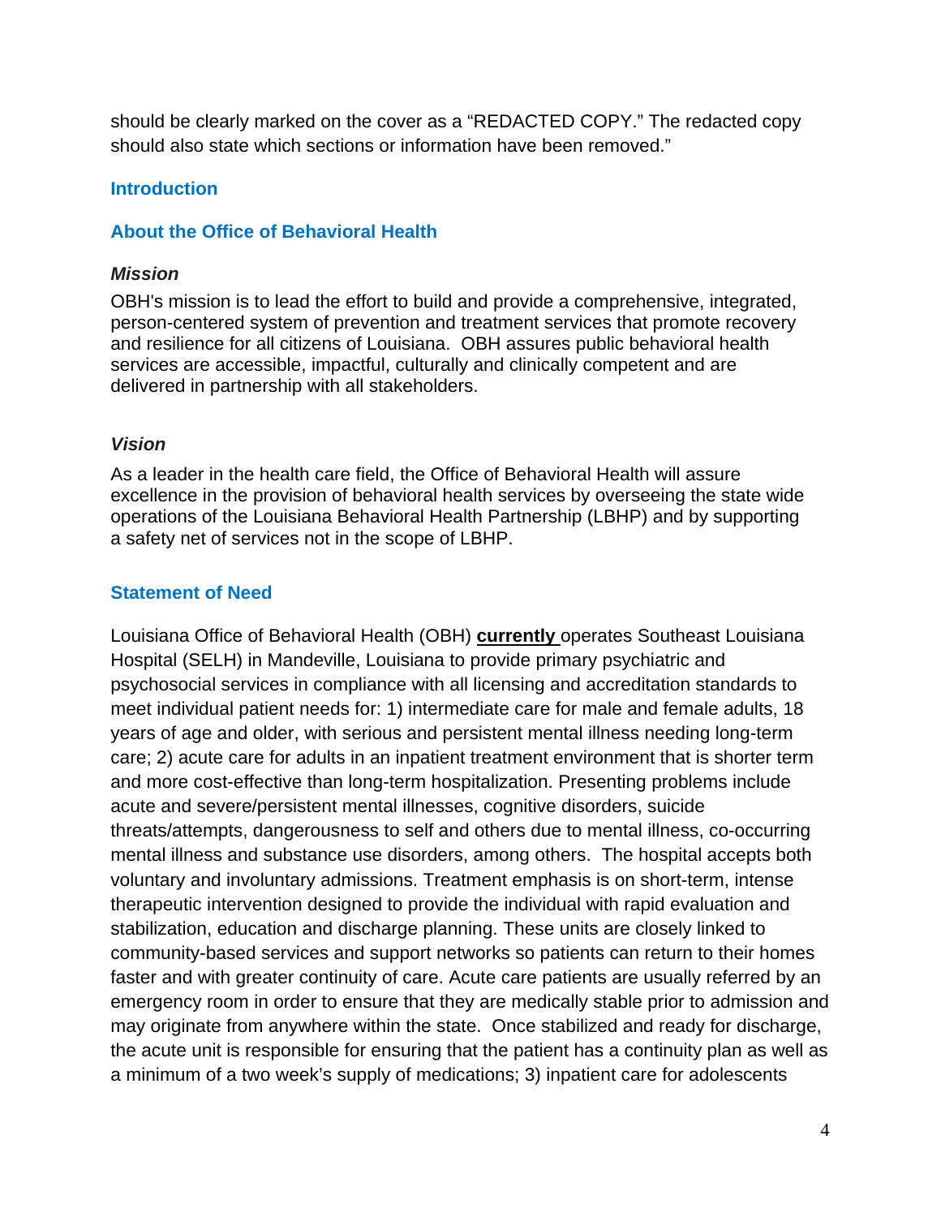should be clearly marked on the cover as a "REDACTED COPY." The redacted copy should also state which sections or information have been removed."

## Introduction

## About the Office of Behavioral Health

### *Mission*

OBH's mission is to lead the effort to build and provide a comprehensive, integrated, person-centered system of prevention and treatment services that promote recovery and resilience for all citizens of Louisiana. OBH assures public behavioral health services are accessible, impactful, culturally and clinically competent and are delivered in partnership with all stakeholders.

### *Vision*

As a leader in the health care field, the Office of Behavioral Health will assure excellence in the provision of behavioral health services by overseeing the state wide operations of the Louisiana Behavioral Health Partnership (LBHP) and by supporting a safety net of services not in the scope of LBHP.

## Statement of Need

Louisiana Office of Behavioral Health (OBH) **currently** operates Southeast Louisiana Hospital (SELH) in Mandeville, Louisiana to provide primary psychiatric and psychosocial services in compliance with all licensing and accreditation standards to meet individual patient needs for: 1) intermediate care for male and female adults, 18 years of age and older, with serious and persistent mental illness needing long-term care; 2) acute care for adults in an inpatient treatment environment that is shorter term and more cost-effective than long-term hospitalization. Presenting problems include acute and severe/persistent mental illnesses, cognitive disorders, suicide threats/attempts, dangerousness to self and others due to mental illness, co-occurring mental illness and substance use disorders, among others. The hospital accepts both voluntary and involuntary admissions. Treatment emphasis is on short-term, intense therapeutic intervention designed to provide the individual with rapid evaluation and stabilization, education and discharge planning. These units are closely linked to community-based services and support networks so patients can return to their homes faster and with greater continuity of care. Acute care patients are usually referred by an emergency room in order to ensure that they are medically stable prior to admission and may originate from anywhere within the state. Once stabilized and ready for discharge, the acute unit is responsible for ensuring that the patient has a continuity plan as well as a minimum of a two week's supply of medications; 3) inpatient care for adolescents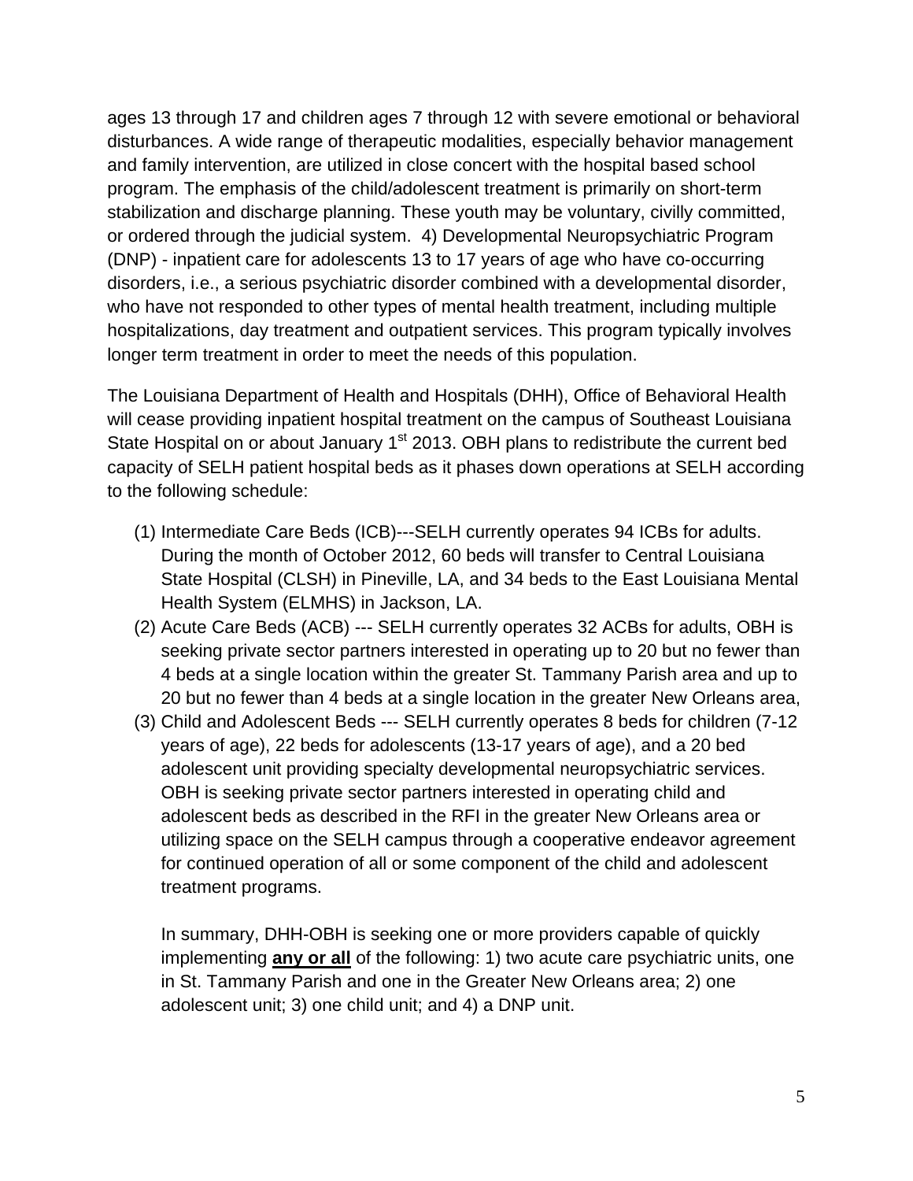ages 13 through 17 and children ages 7 through 12 with severe emotional or behavioral disturbances. A wide range of therapeutic modalities, especially behavior management and family intervention, are utilized in close concert with the hospital based school program. The emphasis of the child/adolescent treatment is primarily on short-term stabilization and discharge planning. These youth may be voluntary, civilly committed, or ordered through the judicial system. 4) Developmental Neuropsychiatric Program (DNP) - inpatient care for adolescents 13 to 17 years of age who have co-occurring disorders, i.e., a serious psychiatric disorder combined with a developmental disorder, who have not responded to other types of mental health treatment, including multiple hospitalizations, day treatment and outpatient services. This program typically involves longer term treatment in order to meet the needs of this population.

The Louisiana Department of Health and Hospitals (DHH), Office of Behavioral Health will cease providing inpatient hospital treatment on the campus of Southeast Louisiana State Hospital on or about January 1st 2013. OBH plans to redistribute the current bed capacity of SELH patient hospital beds as it phases down operations at SELH according to the following schedule:

(1) Intermediate Care Beds (ICB)---SELH currently operates 94 ICBs for adults. During the month of October 2012, 60 beds will transfer to Central Louisiana State Hospital (CLSH) in Pineville, LA, and 34 beds to the East Louisiana Mental Health System (ELMHS) in Jackson, LA.
(2) Acute Care Beds (ACB) --- SELH currently operates 32 ACBs for adults, OBH is seeking private sector partners interested in operating up to 20 but no fewer than 4 beds at a single location within the greater St. Tammany Parish area and up to 20 but no fewer than 4 beds at a single location in the greater New Orleans area,
(3) Child and Adolescent Beds --- SELH currently operates 8 beds for children (7-12 years of age), 22 beds for adolescents (13-17 years of age), and a 20 bed adolescent unit providing specialty developmental neuropsychiatric services. OBH is seeking private sector partners interested in operating child and adolescent beds as described in the RFI in the greater New Orleans area or utilizing space on the SELH campus through a cooperative endeavor agreement for continued operation of all or some component of the child and adolescent treatment programs.

In summary, DHH-OBH is seeking one or more providers capable of quickly implementing **any or all** of the following: 1) two acute care psychiatric units, one in St. Tammany Parish and one in the Greater New Orleans area; 2) one adolescent unit; 3) one child unit; and 4) a DNP unit.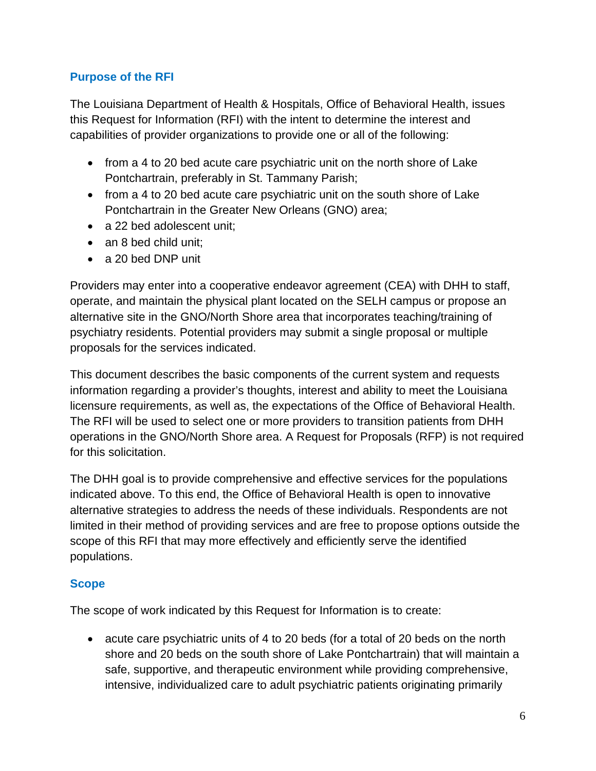## Purpose of the RFI

The Louisiana Department of Health & Hospitals, Office of Behavioral Health, issues this Request for Information (RFI) with the intent to determine the interest and capabilities of provider organizations to provide one or all of the following:

- from a 4 to 20 bed acute care psychiatric unit on the north shore of Lake Pontchartrain, preferably in St. Tammany Parish;
- from a 4 to 20 bed acute care psychiatric unit on the south shore of Lake Pontchartrain in the Greater New Orleans (GNO) area;
- a 22 bed adolescent unit;
- an 8 bed child unit;
- a 20 bed DNP unit

Providers may enter into a cooperative endeavor agreement (CEA) with DHH to staff, operate, and maintain the physical plant located on the SELH campus or propose an alternative site in the GNO/North Shore area that incorporates teaching/training of psychiatry residents. Potential providers may submit a single proposal or multiple proposals for the services indicated.

This document describes the basic components of the current system and requests information regarding a provider's thoughts, interest and ability to meet the Louisiana licensure requirements, as well as, the expectations of the Office of Behavioral Health. The RFI will be used to select one or more providers to transition patients from DHH operations in the GNO/North Shore area. A Request for Proposals (RFP) is not required for this solicitation.

The DHH goal is to provide comprehensive and effective services for the populations indicated above. To this end, the Office of Behavioral Health is open to innovative alternative strategies to address the needs of these individuals. Respondents are not limited in their method of providing services and are free to propose options outside the scope of this RFI that may more effectively and efficiently serve the identified populations.

## Scope

The scope of work indicated by this Request for Information is to create:

- acute care psychiatric units of 4 to 20 beds (for a total of 20 beds on the north shore and 20 beds on the south shore of Lake Pontchartrain) that will maintain a safe, supportive, and therapeutic environment while providing comprehensive, intensive, individualized care to adult psychiatric patients originating primarily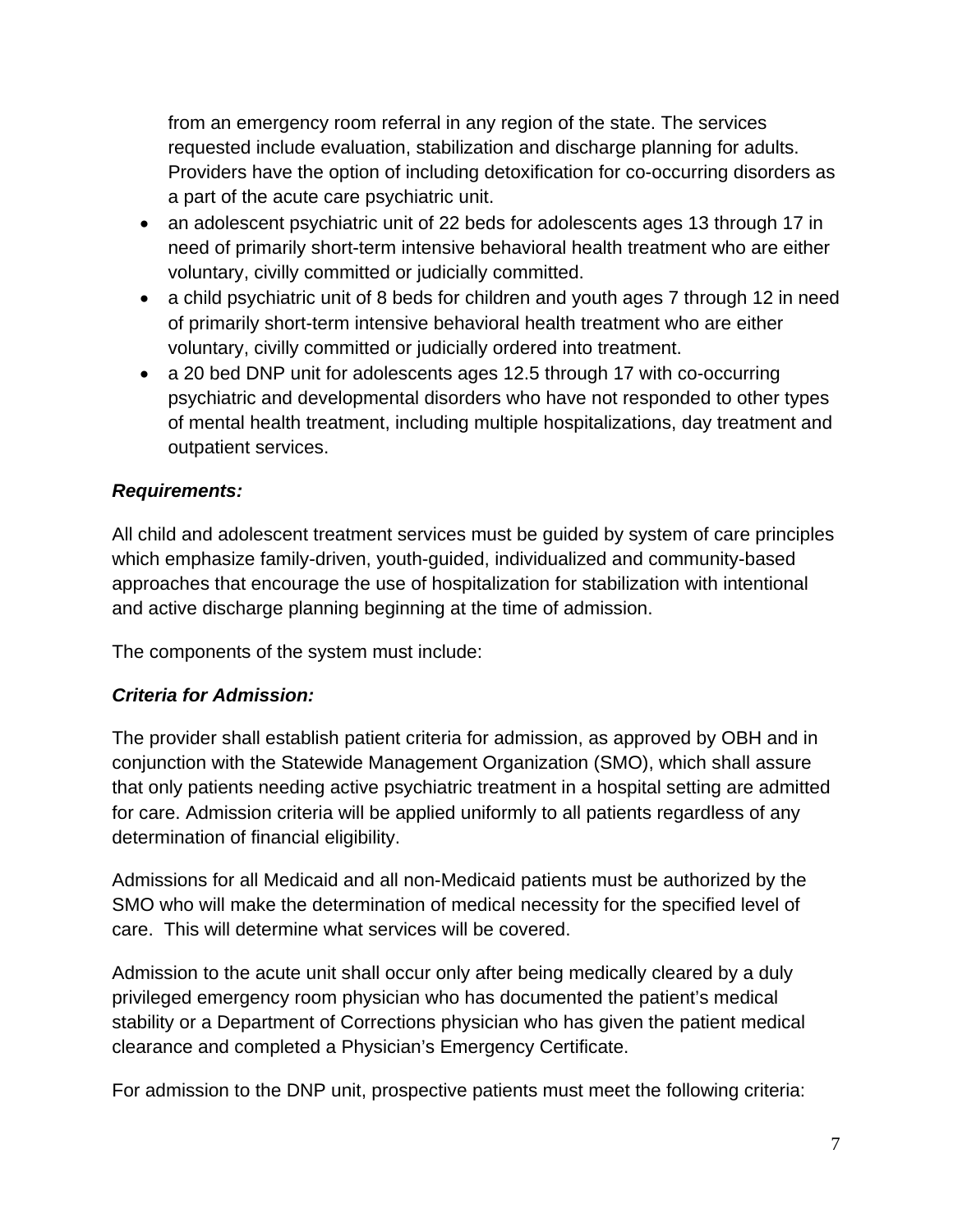from an emergency room referral in any region of the state. The services requested include evaluation, stabilization and discharge planning for adults. Providers have the option of including detoxification for co-occurring disorders as a part of the acute care psychiatric unit.

- an adolescent psychiatric unit of 22 beds for adolescents ages 13 through 17 in need of primarily short-term intensive behavioral health treatment who are either voluntary, civilly committed or judicially committed.
- a child psychiatric unit of 8 beds for children and youth ages 7 through 12 in need of primarily short-term intensive behavioral health treatment who are either voluntary, civilly committed or judicially ordered into treatment.
- a 20 bed DNP unit for adolescents ages 12.5 through 17 with co-occurring psychiatric and developmental disorders who have not responded to other types of mental health treatment, including multiple hospitalizations, day treatment and outpatient services.

***Requirements:***

All child and adolescent treatment services must be guided by system of care principles which emphasize family-driven, youth-guided, individualized and community-based approaches that encourage the use of hospitalization for stabilization with intentional and active discharge planning beginning at the time of admission.

The components of the system must include:

***Criteria for Admission:***

The provider shall establish patient criteria for admission, as approved by OBH and in conjunction with the Statewide Management Organization (SMO), which shall assure that only patients needing active psychiatric treatment in a hospital setting are admitted for care. Admission criteria will be applied uniformly to all patients regardless of any determination of financial eligibility.

Admissions for all Medicaid and all non-Medicaid patients must be authorized by the SMO who will make the determination of medical necessity for the specified level of care. This will determine what services will be covered.

Admission to the acute unit shall occur only after being medically cleared by a duly privileged emergency room physician who has documented the patient's medical stability or a Department of Corrections physician who has given the patient medical clearance and completed a Physician's Emergency Certificate.

For admission to the DNP unit, prospective patients must meet the following criteria: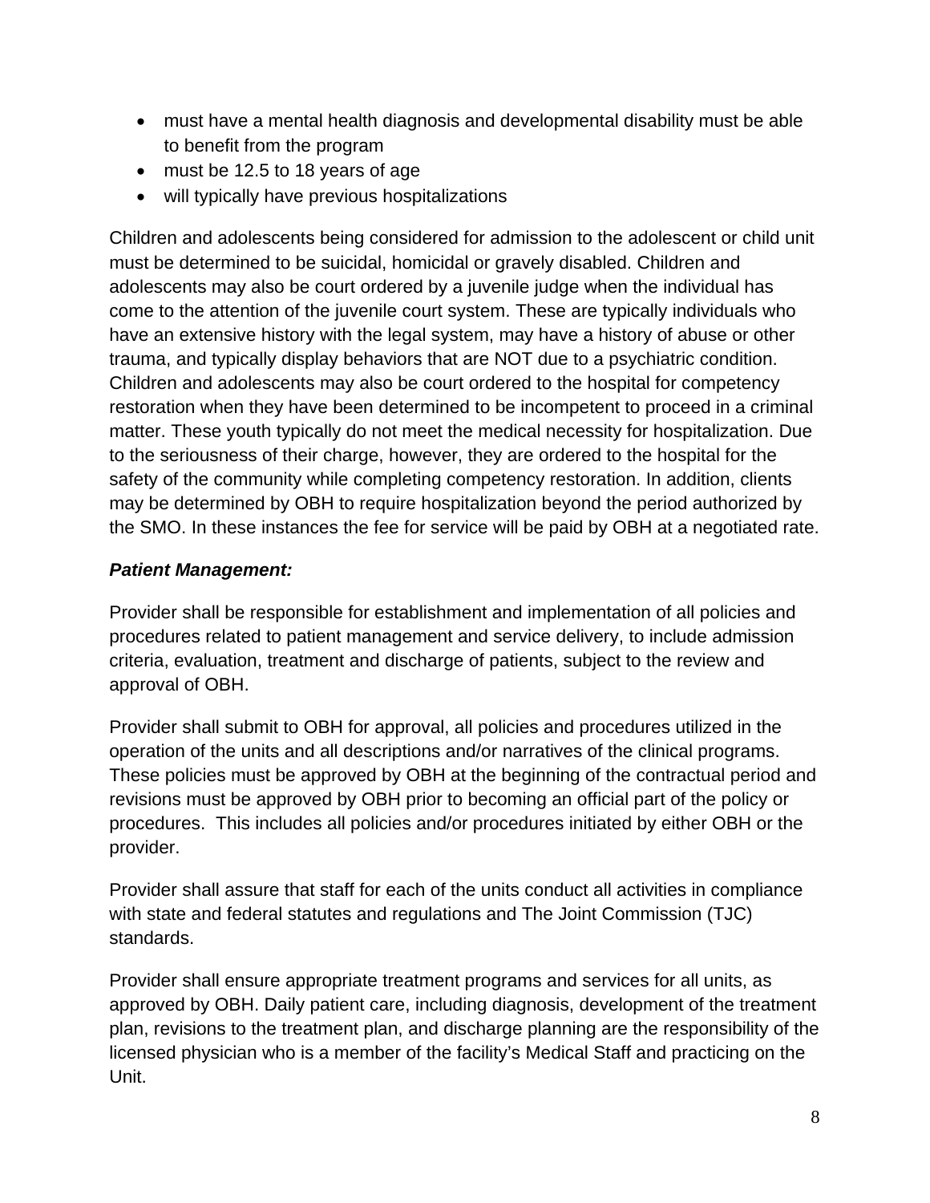- must have a mental health diagnosis and developmental disability must be able to benefit from the program
- must be 12.5 to 18 years of age
- will typically have previous hospitalizations

Children and adolescents being considered for admission to the adolescent or child unit must be determined to be suicidal, homicidal or gravely disabled. Children and adolescents may also be court ordered by a juvenile judge when the individual has come to the attention of the juvenile court system. These are typically individuals who have an extensive history with the legal system, may have a history of abuse or other trauma, and typically display behaviors that are NOT due to a psychiatric condition. Children and adolescents may also be court ordered to the hospital for competency restoration when they have been determined to be incompetent to proceed in a criminal matter. These youth typically do not meet the medical necessity for hospitalization. Due to the seriousness of their charge, however, they are ordered to the hospital for the safety of the community while completing competency restoration. In addition, clients may be determined by OBH to require hospitalization beyond the period authorized by the SMO. In these instances the fee for service will be paid by OBH at a negotiated rate.

***Patient Management:***

Provider shall be responsible for establishment and implementation of all policies and procedures related to patient management and service delivery, to include admission criteria, evaluation, treatment and discharge of patients, subject to the review and approval of OBH.

Provider shall submit to OBH for approval, all policies and procedures utilized in the operation of the units and all descriptions and/or narratives of the clinical programs. These policies must be approved by OBH at the beginning of the contractual period and revisions must be approved by OBH prior to becoming an official part of the policy or procedures. This includes all policies and/or procedures initiated by either OBH or the provider.

Provider shall assure that staff for each of the units conduct all activities in compliance with state and federal statutes and regulations and The Joint Commission (TJC) standards.

Provider shall ensure appropriate treatment programs and services for all units, as approved by OBH. Daily patient care, including diagnosis, development of the treatment plan, revisions to the treatment plan, and discharge planning are the responsibility of the licensed physician who is a member of the facility's Medical Staff and practicing on the Unit.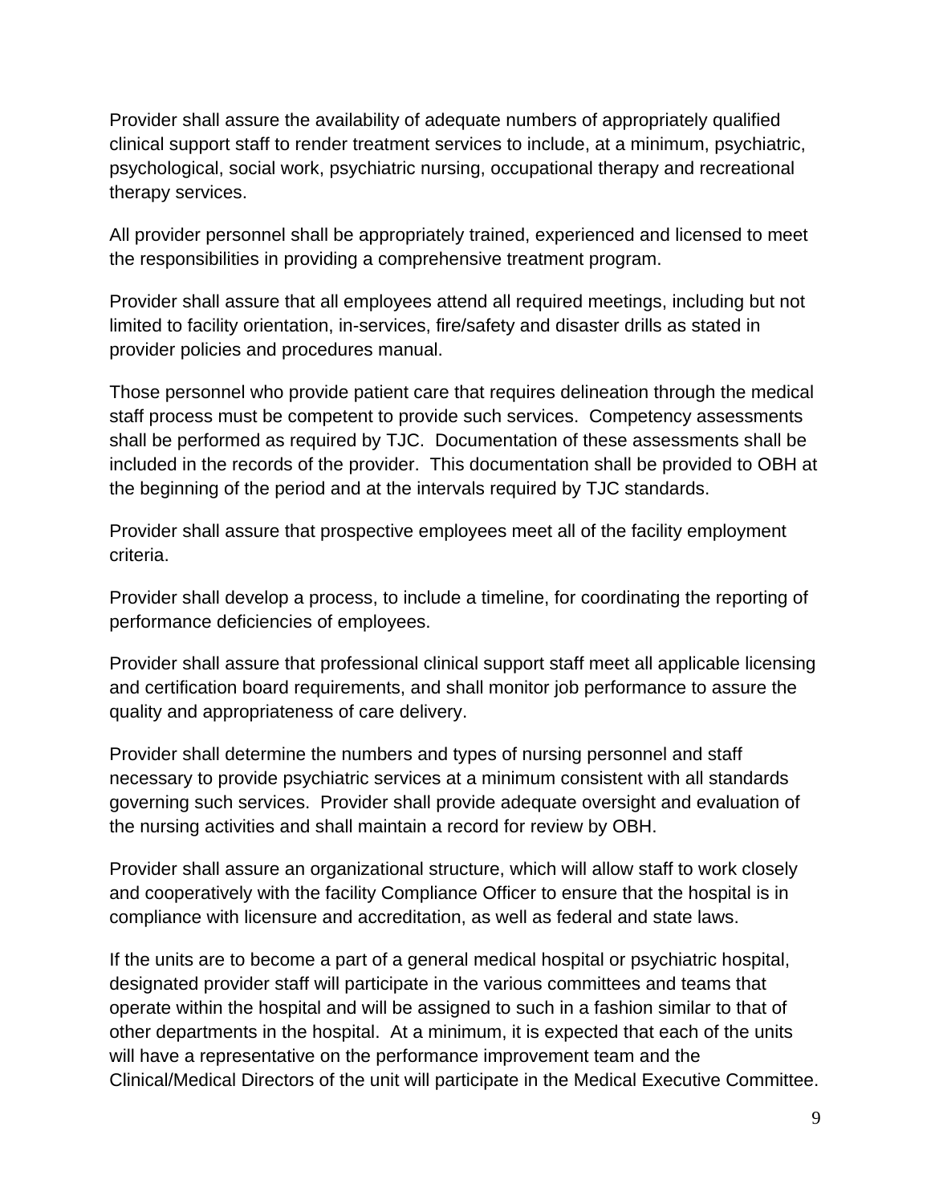Provider shall assure the availability of adequate numbers of appropriately qualified clinical support staff to render treatment services to include, at a minimum, psychiatric, psychological, social work, psychiatric nursing, occupational therapy and recreational therapy services.

All provider personnel shall be appropriately trained, experienced and licensed to meet the responsibilities in providing a comprehensive treatment program.

Provider shall assure that all employees attend all required meetings, including but not limited to facility orientation, in-services, fire/safety and disaster drills as stated in provider policies and procedures manual.

Those personnel who provide patient care that requires delineation through the medical staff process must be competent to provide such services. Competency assessments shall be performed as required by TJC. Documentation of these assessments shall be included in the records of the provider. This documentation shall be provided to OBH at the beginning of the period and at the intervals required by TJC standards.

Provider shall assure that prospective employees meet all of the facility employment criteria.

Provider shall develop a process, to include a timeline, for coordinating the reporting of performance deficiencies of employees.

Provider shall assure that professional clinical support staff meet all applicable licensing and certification board requirements, and shall monitor job performance to assure the quality and appropriateness of care delivery.

Provider shall determine the numbers and types of nursing personnel and staff necessary to provide psychiatric services at a minimum consistent with all standards governing such services. Provider shall provide adequate oversight and evaluation of the nursing activities and shall maintain a record for review by OBH.

Provider shall assure an organizational structure, which will allow staff to work closely and cooperatively with the facility Compliance Officer to ensure that the hospital is in compliance with licensure and accreditation, as well as federal and state laws.

If the units are to become a part of a general medical hospital or psychiatric hospital, designated provider staff will participate in the various committees and teams that operate within the hospital and will be assigned to such in a fashion similar to that of other departments in the hospital. At a minimum, it is expected that each of the units will have a representative on the performance improvement team and the Clinical/Medical Directors of the unit will participate in the Medical Executive Committee.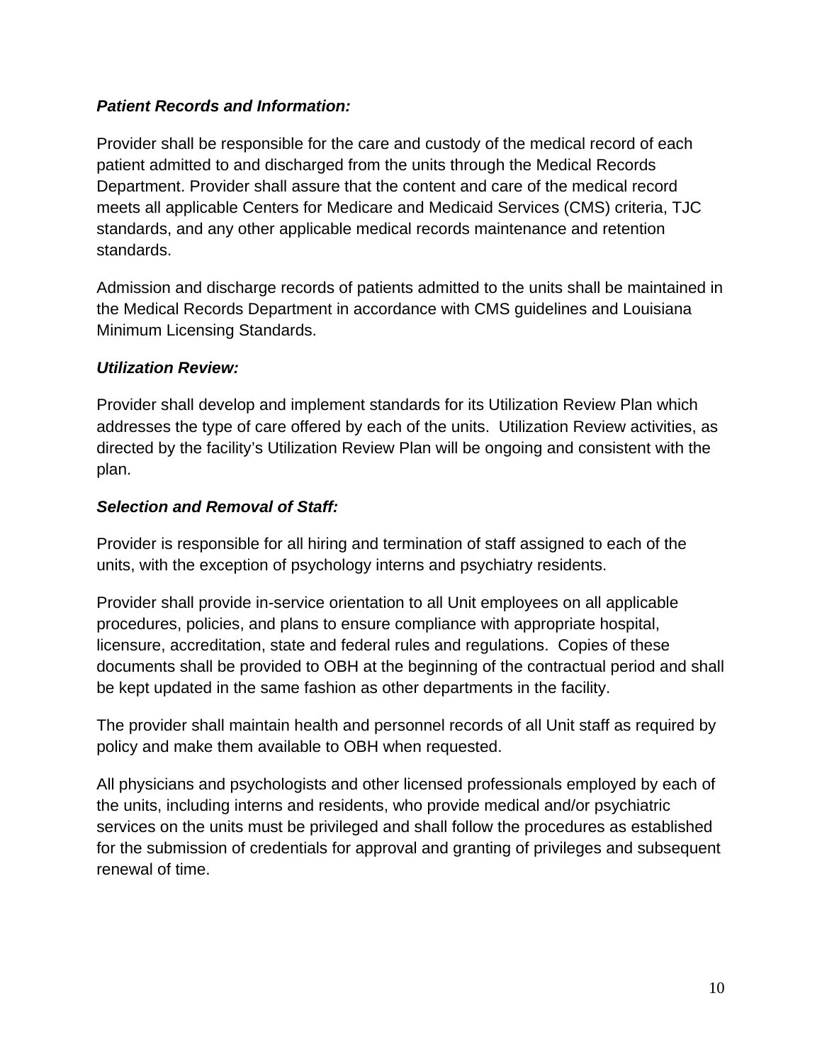***Patient Records and Information:***

Provider shall be responsible for the care and custody of the medical record of each patient admitted to and discharged from the units through the Medical Records Department. Provider shall assure that the content and care of the medical record meets all applicable Centers for Medicare and Medicaid Services (CMS) criteria, TJC standards, and any other applicable medical records maintenance and retention standards.

Admission and discharge records of patients admitted to the units shall be maintained in the Medical Records Department in accordance with CMS guidelines and Louisiana Minimum Licensing Standards.

***Utilization Review:***

Provider shall develop and implement standards for its Utilization Review Plan which addresses the type of care offered by each of the units. Utilization Review activities, as directed by the facility's Utilization Review Plan will be ongoing and consistent with the plan.

***Selection and Removal of Staff:***

Provider is responsible for all hiring and termination of staff assigned to each of the units, with the exception of psychology interns and psychiatry residents.

Provider shall provide in-service orientation to all Unit employees on all applicable procedures, policies, and plans to ensure compliance with appropriate hospital, licensure, accreditation, state and federal rules and regulations. Copies of these documents shall be provided to OBH at the beginning of the contractual period and shall be kept updated in the same fashion as other departments in the facility.

The provider shall maintain health and personnel records of all Unit staff as required by policy and make them available to OBH when requested.

All physicians and psychologists and other licensed professionals employed by each of the units, including interns and residents, who provide medical and/or psychiatric services on the units must be privileged and shall follow the procedures as established for the submission of credentials for approval and granting of privileges and subsequent renewal of time.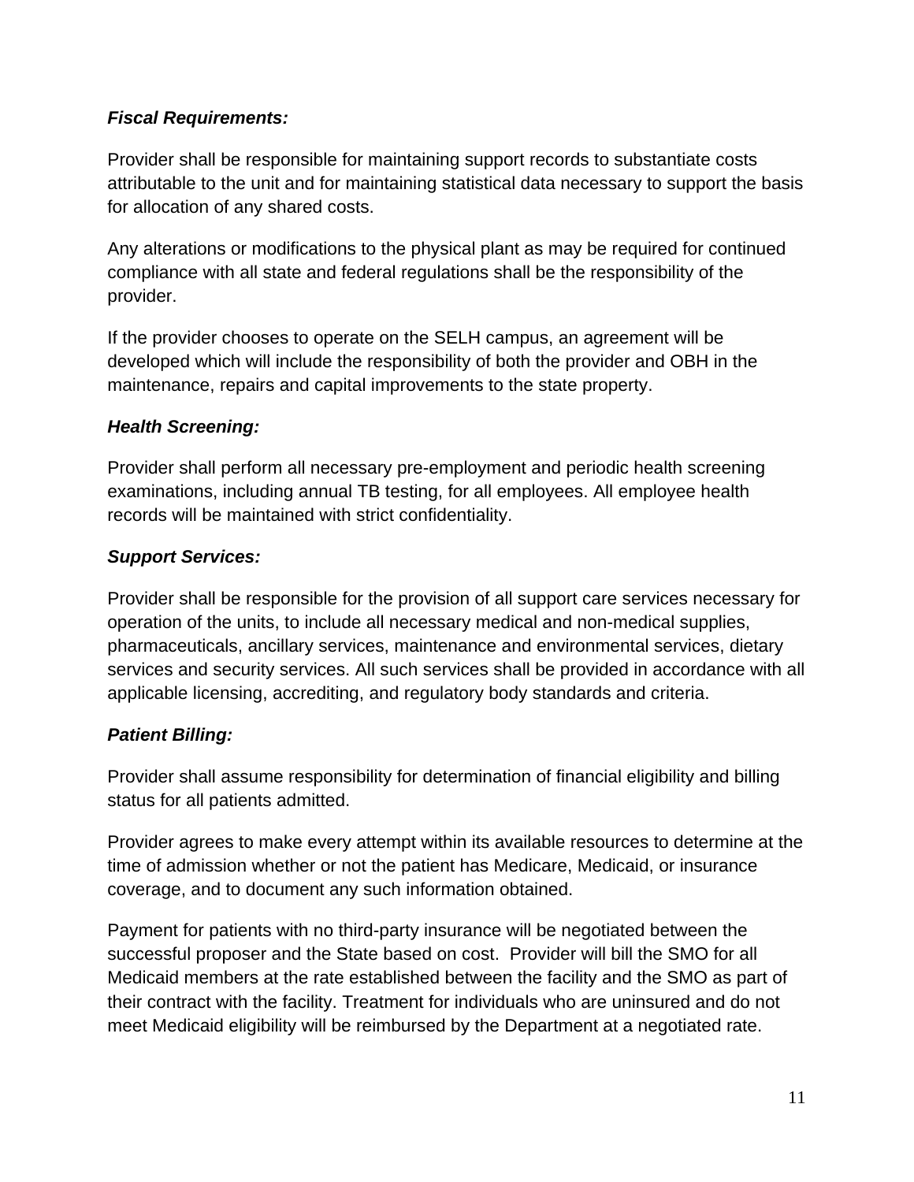***Fiscal Requirements:***

Provider shall be responsible for maintaining support records to substantiate costs attributable to the unit and for maintaining statistical data necessary to support the basis for allocation of any shared costs.

Any alterations or modifications to the physical plant as may be required for continued compliance with all state and federal regulations shall be the responsibility of the provider.

If the provider chooses to operate on the SELH campus, an agreement will be developed which will include the responsibility of both the provider and OBH in the maintenance, repairs and capital improvements to the state property.

***Health Screening:***

Provider shall perform all necessary pre-employment and periodic health screening examinations, including annual TB testing, for all employees. All employee health records will be maintained with strict confidentiality.

***Support Services:***

Provider shall be responsible for the provision of all support care services necessary for operation of the units, to include all necessary medical and non-medical supplies, pharmaceuticals, ancillary services, maintenance and environmental services, dietary services and security services. All such services shall be provided in accordance with all applicable licensing, accrediting, and regulatory body standards and criteria.

***Patient Billing:***

Provider shall assume responsibility for determination of financial eligibility and billing status for all patients admitted.

Provider agrees to make every attempt within its available resources to determine at the time of admission whether or not the patient has Medicare, Medicaid, or insurance coverage, and to document any such information obtained.

Payment for patients with no third-party insurance will be negotiated between the successful proposer and the State based on cost. Provider will bill the SMO for all Medicaid members at the rate established between the facility and the SMO as part of their contract with the facility. Treatment for individuals who are uninsured and do not meet Medicaid eligibility will be reimbursed by the Department at a negotiated rate.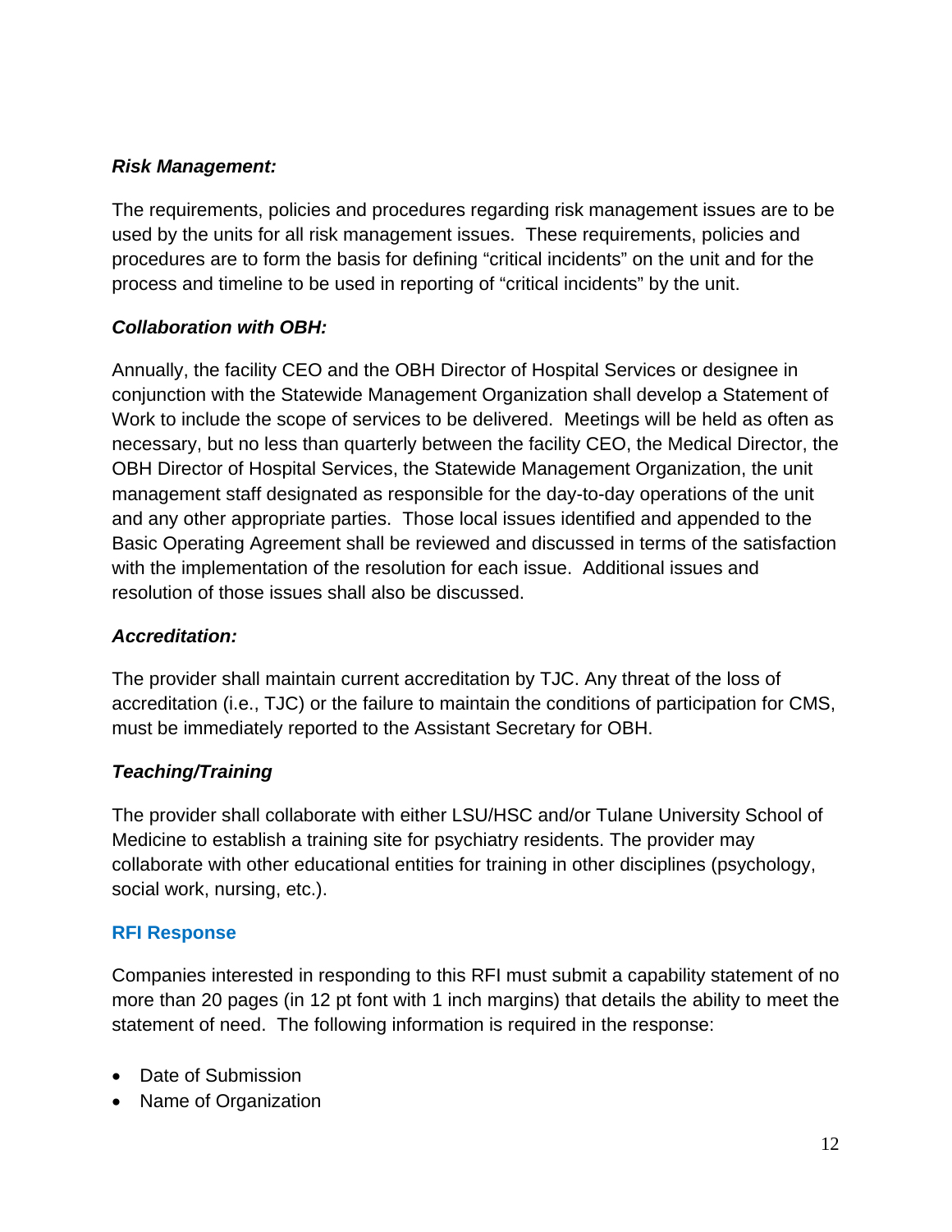***Risk Management:***

The requirements, policies and procedures regarding risk management issues are to be used by the units for all risk management issues. These requirements, policies and procedures are to form the basis for defining "critical incidents" on the unit and for the process and timeline to be used in reporting of "critical incidents" by the unit.

***Collaboration with OBH:***

Annually, the facility CEO and the OBH Director of Hospital Services or designee in conjunction with the Statewide Management Organization shall develop a Statement of Work to include the scope of services to be delivered. Meetings will be held as often as necessary, but no less than quarterly between the facility CEO, the Medical Director, the OBH Director of Hospital Services, the Statewide Management Organization, the unit management staff designated as responsible for the day-to-day operations of the unit and any other appropriate parties. Those local issues identified and appended to the Basic Operating Agreement shall be reviewed and discussed in terms of the satisfaction with the implementation of the resolution for each issue. Additional issues and resolution of those issues shall also be discussed.

***Accreditation:***

The provider shall maintain current accreditation by TJC. Any threat of the loss of accreditation (i.e., TJC) or the failure to maintain the conditions of participation for CMS, must be immediately reported to the Assistant Secretary for OBH.

***Teaching/Training***

The provider shall collaborate with either LSU/HSC and/or Tulane University School of Medicine to establish a training site for psychiatry residents. The provider may collaborate with other educational entities for training in other disciplines (psychology, social work, nursing, etc.).

## RFI Response

Companies interested in responding to this RFI must submit a capability statement of no more than 20 pages (in 12 pt font with 1 inch margins) that details the ability to meet the statement of need. The following information is required in the response:

- Date of Submission
- Name of Organization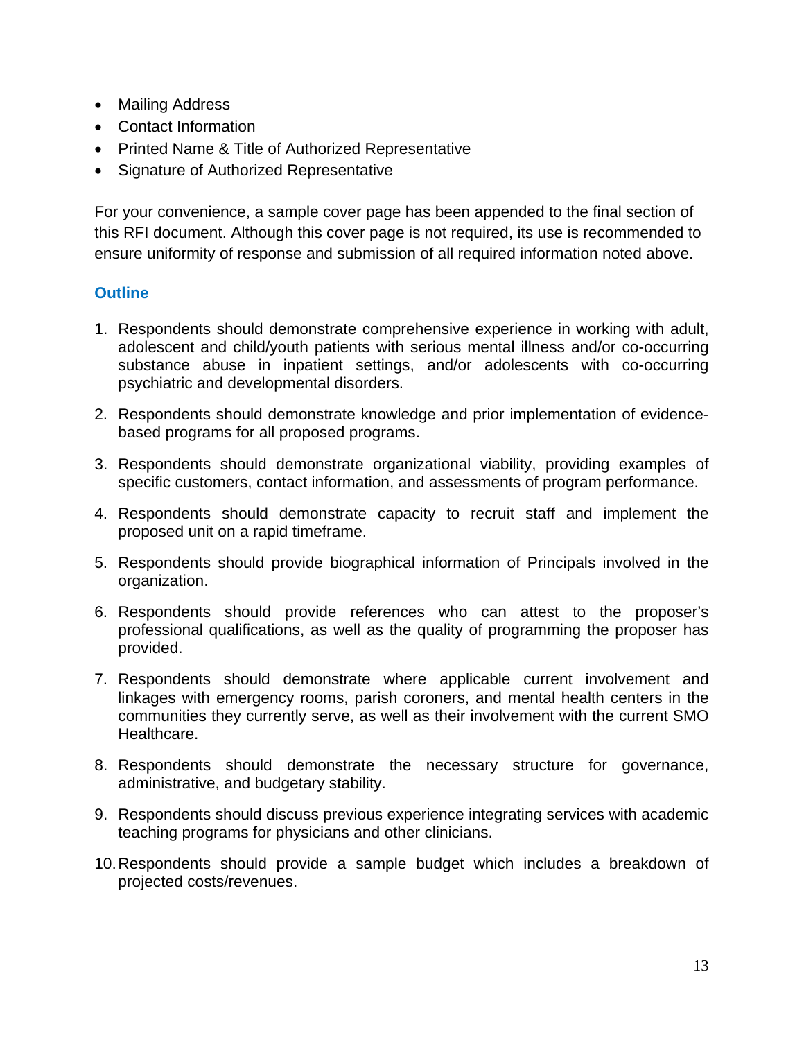- Mailing Address
- Contact Information
- Printed Name & Title of Authorized Representative
- Signature of Authorized Representative

For your convenience, a sample cover page has been appended to the final section of this RFI document. Although this cover page is not required, its use is recommended to ensure uniformity of response and submission of all required information noted above.

## Outline

1. Respondents should demonstrate comprehensive experience in working with adult, adolescent and child/youth patients with serious mental illness and/or co-occurring substance abuse in inpatient settings, and/or adolescents with co-occurring psychiatric and developmental disorders.

2. Respondents should demonstrate knowledge and prior implementation of evidence-based programs for all proposed programs.

3. Respondents should demonstrate organizational viability, providing examples of specific customers, contact information, and assessments of program performance.

4. Respondents should demonstrate capacity to recruit staff and implement the proposed unit on a rapid timeframe.

5. Respondents should provide biographical information of Principals involved in the organization.

6. Respondents should provide references who can attest to the proposer's professional qualifications, as well as the quality of programming the proposer has provided.

7. Respondents should demonstrate where applicable current involvement and linkages with emergency rooms, parish coroners, and mental health centers in the communities they currently serve, as well as their involvement with the current SMO Healthcare.

8. Respondents should demonstrate the necessary structure for governance, administrative, and budgetary stability.

9. Respondents should discuss previous experience integrating services with academic teaching programs for physicians and other clinicians.

10. Respondents should provide a sample budget which includes a breakdown of projected costs/revenues.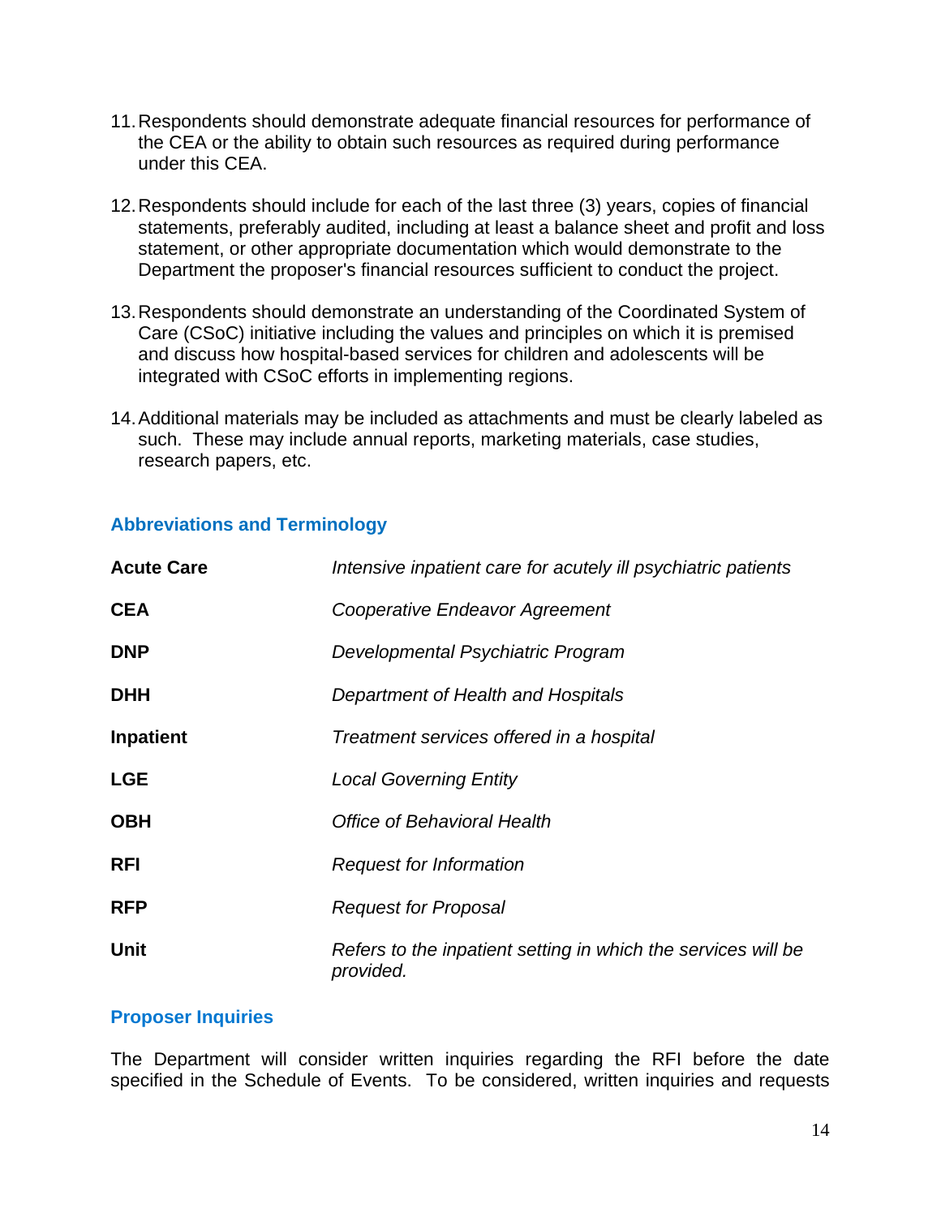11. Respondents should demonstrate adequate financial resources for performance of the CEA or the ability to obtain such resources as required during performance under this CEA.

12. Respondents should include for each of the last three (3) years, copies of financial statements, preferably audited, including at least a balance sheet and profit and loss statement, or other appropriate documentation which would demonstrate to the Department the proposer's financial resources sufficient to conduct the project.

13. Respondents should demonstrate an understanding of the Coordinated System of Care (CSoC) initiative including the values and principles on which it is premised and discuss how hospital-based services for children and adolescents will be integrated with CSoC efforts in implementing regions.

14. Additional materials may be included as attachments and must be clearly labeled as such. These may include annual reports, marketing materials, case studies, research papers, etc.

## Abbreviations and Terminology

| | |
|---|---|
| **Acute Care** | *Intensive inpatient care for acutely ill psychiatric patients* |
| **CEA** | *Cooperative Endeavor Agreement* |
| **DNP** | *Developmental Psychiatric Program* |
| **DHH** | *Department of Health and Hospitals* |
| **Inpatient** | *Treatment services offered in a hospital* |
| **LGE** | *Local Governing Entity* |
| **OBH** | *Office of Behavioral Health* |
| **RFI** | *Request for Information* |
| **RFP** | *Request for Proposal* |
| **Unit** | *Refers to the inpatient setting in which the services will be provided.* |

## Proposer Inquiries

The Department will consider written inquiries regarding the RFI before the date specified in the Schedule of Events. To be considered, written inquiries and requests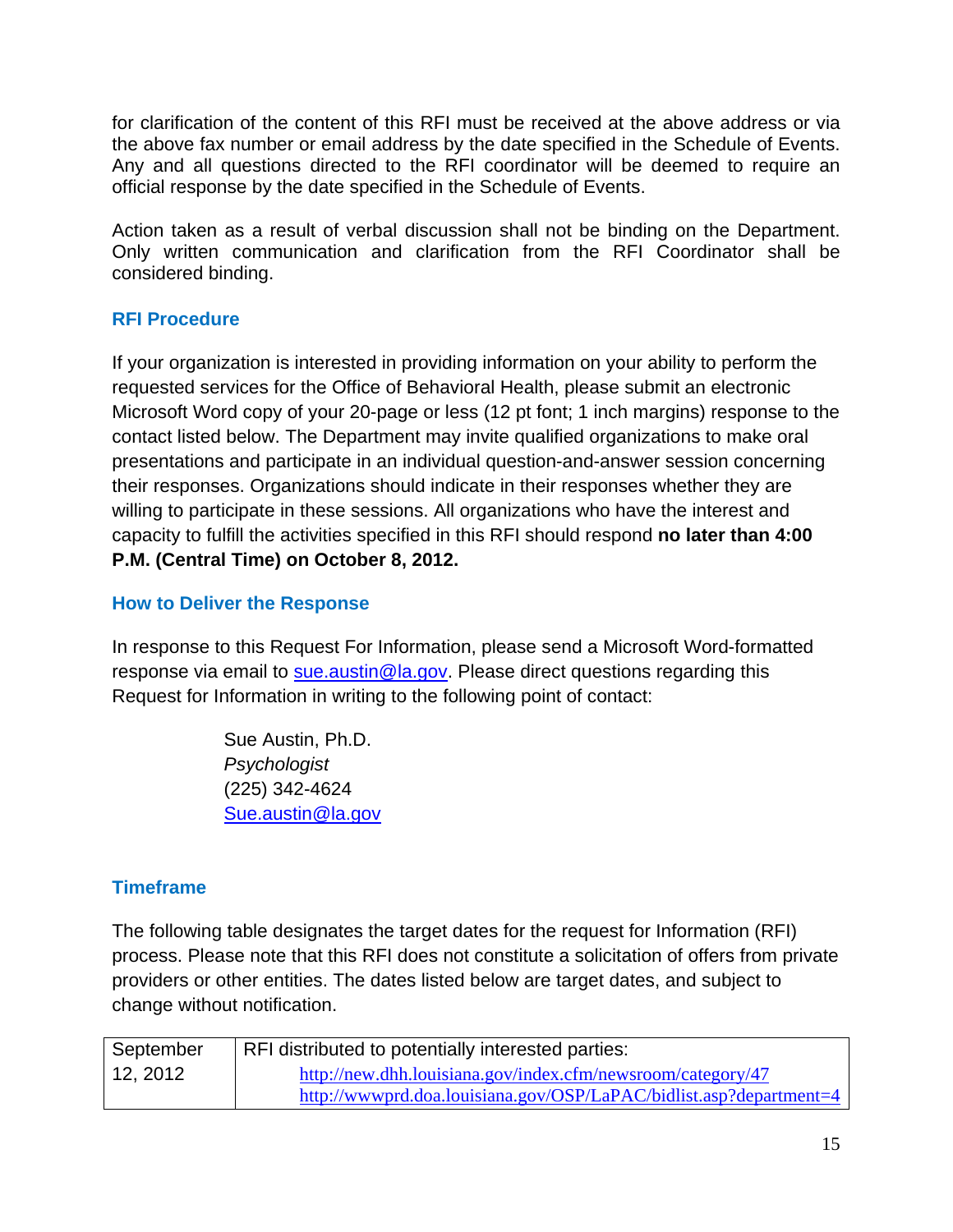for clarification of the content of this RFI must be received at the above address or via the above fax number or email address by the date specified in the Schedule of Events. Any and all questions directed to the RFI coordinator will be deemed to require an official response by the date specified in the Schedule of Events.

Action taken as a result of verbal discussion shall not be binding on the Department. Only written communication and clarification from the RFI Coordinator shall be considered binding.

## RFI Procedure

If your organization is interested in providing information on your ability to perform the requested services for the Office of Behavioral Health, please submit an electronic Microsoft Word copy of your 20-page or less (12 pt font; 1 inch margins) response to the contact listed below. The Department may invite qualified organizations to make oral presentations and participate in an individual question-and-answer session concerning their responses. Organizations should indicate in their responses whether they are willing to participate in these sessions. All organizations who have the interest and capacity to fulfill the activities specified in this RFI should respond **no later than 4:00 P.M. (Central Time) on October 8, 2012.**

## How to Deliver the Response

In response to this Request For Information, please send a Microsoft Word-formatted response via email to sue.austin@la.gov. Please direct questions regarding this Request for Information in writing to the following point of contact:

Sue Austin, Ph.D.
*Psychologist*
(225) 342-4624
Sue.austin@la.gov

## Timeframe

The following table designates the target dates for the request for Information (RFI) process. Please note that this RFI does not constitute a solicitation of offers from private providers or other entities. The dates listed below are target dates, and subject to change without notification.

| | |
|---|---|
| September 12, 2012 | RFI distributed to potentially interested parties: http://new.dhh.louisiana.gov/index.cfm/newsroom/category/47 http://wwwprd.doa.louisiana.gov/OSP/LaPAC/bidlist.asp?department=4 |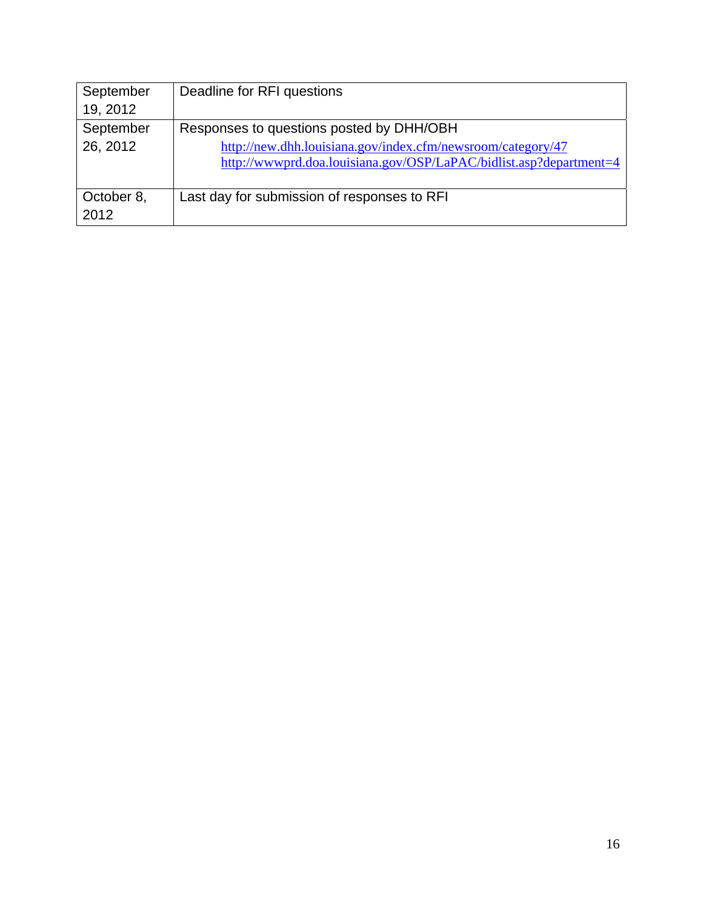| | |
|---|---|
| September 19, 2012 | Deadline for RFI questions |
| September 26, 2012 | Responses to questions posted by DHH/OBH<br>http://new.dhh.louisiana.gov/index.cfm/newsroom/category/47<br>http://wwwprd.doa.louisiana.gov/OSP/LaPAC/bidlist.asp?department=4 |
| October 8, 2012 | Last day for submission of responses to RFI |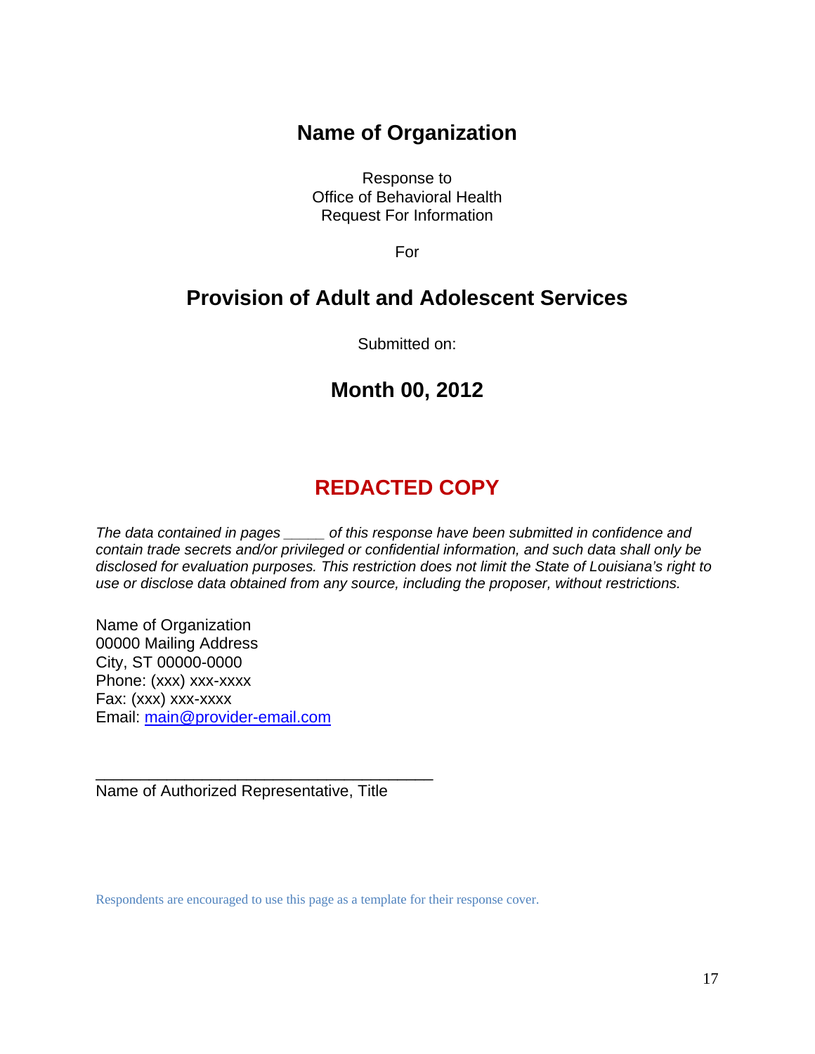# Name of Organization

Response to
Office of Behavioral Health
Request For Information

For

## Provision of Adult and Adolescent Services

Submitted on:

## Month 00, 2012

## REDACTED COPY

*The data contained in pages _____ of this response have been submitted in confidence and contain trade secrets and/or privileged or confidential information, and such data shall only be disclosed for evaluation purposes. This restriction does not limit the State of Louisiana's right to use or disclose data obtained from any source, including the proposer, without restrictions.*

Name of Organization
00000 Mailing Address
City, ST 00000-0000
Phone: (xxx) xxx-xxxx
Fax: (xxx) xxx-xxxx
Email: main@provider-email.com

______________________________________
Name of Authorized Representative, Title

Respondents are encouraged to use this page as a template for their response cover.